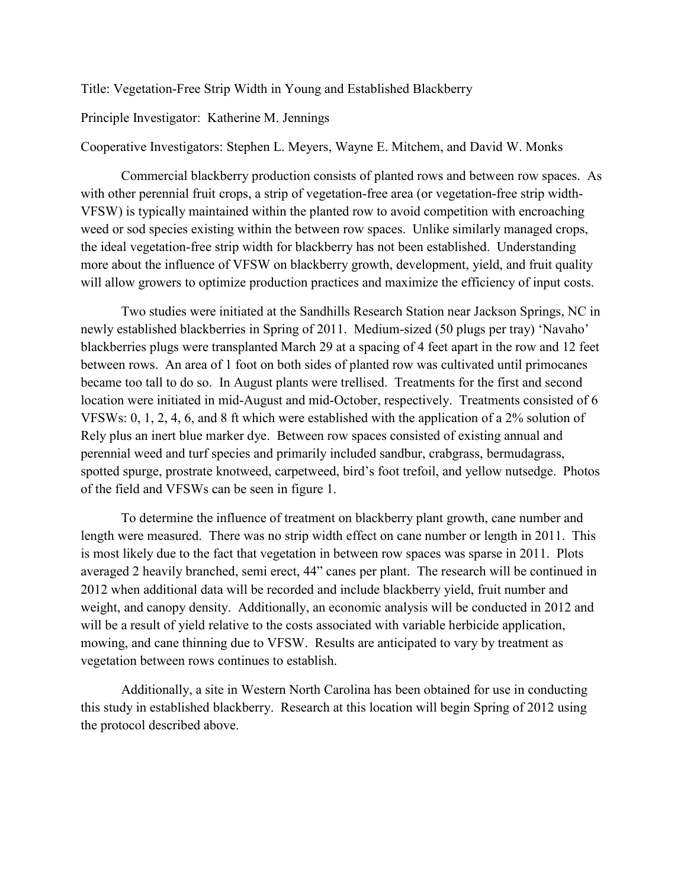Title: Vegetation-Free Strip Width in Young and Established Blackberry

Principle Investigator: Katherine M. Jennings

Cooperative Investigators: Stephen L. Meyers, Wayne E. Mitchem, and David W. Monks

Commercial blackberry production consists of planted rows and between row spaces. As with other perennial fruit crops, a strip of vegetation-free area (or vegetation-free strip width-VFSW) is typically maintained within the planted row to avoid competition with encroaching weed or sod species existing within the between row spaces. Unlike similarly managed crops, the ideal vegetation-free strip width for blackberry has not been established. Understanding more about the influence of VFSW on blackberry growth, development, yield, and fruit quality will allow growers to optimize production practices and maximize the efficiency of input costs.

Two studies were initiated at the Sandhills Research Station near Jackson Springs, NC in newly established blackberries in Spring of 2011. Medium-sized (50 plugs per tray) 'Navaho' blackberries plugs were transplanted March 29 at a spacing of 4 feet apart in the row and 12 feet between rows. An area of 1 foot on both sides of planted row was cultivated until primocanes became too tall to do so. In August plants were trellised. Treatments for the first and second location were initiated in mid-August and mid-October, respectively. Treatments consisted of 6 VFSWs: 0, 1, 2, 4, 6, and 8 ft which were established with the application of a 2% solution of Rely plus an inert blue marker dye. Between row spaces consisted of existing annual and perennial weed and turf species and primarily included sandbur, crabgrass, bermudagrass, spotted spurge, prostrate knotweed, carpetweed, bird's foot trefoil, and yellow nutsedge. Photos of the field and VFSWs can be seen in figure 1.

To determine the influence of treatment on blackberry plant growth, cane number and length were measured. There was no strip width effect on cane number or length in 2011. This is most likely due to the fact that vegetation in between row spaces was sparse in 2011. Plots averaged 2 heavily branched, semi erect, 44" canes per plant. The research will be continued in 2012 when additional data will be recorded and include blackberry yield, fruit number and weight, and canopy density. Additionally, an economic analysis will be conducted in 2012 and will be a result of yield relative to the costs associated with variable herbicide application, mowing, and cane thinning due to VFSW. Results are anticipated to vary by treatment as vegetation between rows continues to establish.

Additionally, a site in Western North Carolina has been obtained for use in conducting this study in established blackberry. Research at this location will begin Spring of 2012 using the protocol described above.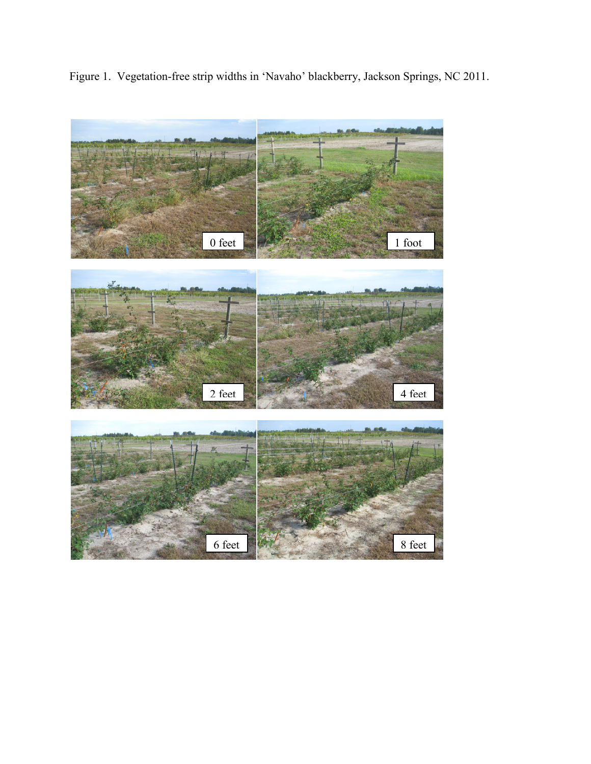Figure 1. Vegetation-free strip widths in 'Navaho' blackberry, Jackson Springs, NC 2011.

0 feet

1 foot

2 feet

4 feet

6 feet

8 feet